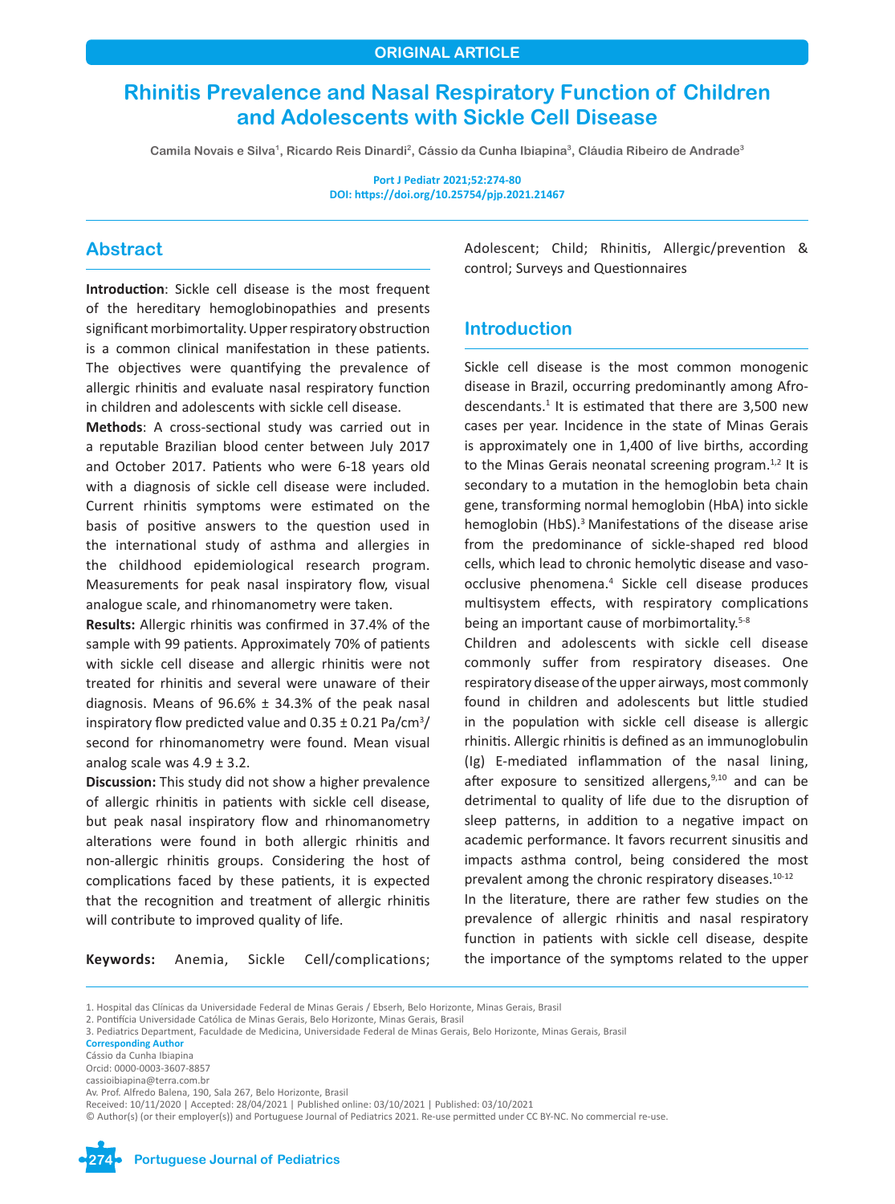ORIGINAL ARTICLE

# Rhinitis Prevalence and Nasal Respiratory Function of Children and Adolescents with Sickle Cell Disease

Camila Novais e Silva[1], Ricardo Reis Dinardi[2], Cássio da Cunha Ibiapina[3], Cláudia Ribeiro de Andrade[3]

**Port J Pediatr 2021;52:274-80**
**DOI: https://doi.org/10.25754/pjp.2021.21467**

## Abstract

**Introduction**: Sickle cell disease is the most frequent of the hereditary hemoglobinopathies and presents significant morbimortality. Upper respiratory obstruction is a common clinical manifestation in these patients. The objectives were quantifying the prevalence of allergic rhinitis and evaluate nasal respiratory function in children and adolescents with sickle cell disease.

**Methods**: A cross-sectional study was carried out in a reputable Brazilian blood center between July 2017 and October 2017. Patients who were 6-18 years old with a diagnosis of sickle cell disease were included. Current rhinitis symptoms were estimated on the basis of positive answers to the question used in the international study of asthma and allergies in the childhood epidemiological research program. Measurements for peak nasal inspiratory flow, visual analogue scale, and rhinomanometry were taken.

**Results:** Allergic rhinitis was confirmed in 37.4% of the sample with 99 patients. Approximately 70% of patients with sickle cell disease and allergic rhinitis were not treated for rhinitis and several were unaware of their diagnosis. Means of 96.6% ± 34.3% of the peak nasal inspiratory flow predicted value and 0.35 ± 0.21 Pa/cm$^3$/second for rhinomanometry were found. Mean visual analog scale was 4.9 ± 3.2.

**Discussion:** This study did not show a higher prevalence of allergic rhinitis in patients with sickle cell disease, but peak nasal inspiratory flow and rhinomanometry alterations were found in both allergic rhinitis and non-allergic rhinitis groups. Considering the host of complications faced by these patients, it is expected that the recognition and treatment of allergic rhinitis will contribute to improved quality of life.

**Keywords:** Anemia, Sickle Cell/complications; Adolescent; Child; Rhinitis, Allergic/prevention & control; Surveys and Questionnaires

## Introduction

Sickle cell disease is the most common monogenic disease in Brazil, occurring predominantly among Afro-descendants.[1] It is estimated that there are 3,500 new cases per year. Incidence in the state of Minas Gerais is approximately one in 1,400 of live births, according to the Minas Gerais neonatal screening program.[1,2] It is secondary to a mutation in the hemoglobin beta chain gene, transforming normal hemoglobin (HbA) into sickle hemoglobin (HbS).[3] Manifestations of the disease arise from the predominance of sickle-shaped red blood cells, which lead to chronic hemolytic disease and vaso-occlusive phenomena.[4] Sickle cell disease produces multisystem effects, with respiratory complications being an important cause of morbimortality.[5-8]

Children and adolescents with sickle cell disease commonly suffer from respiratory diseases. One respiratory disease of the upper airways, most commonly found in children and adolescents but little studied in the population with sickle cell disease is allergic rhinitis. Allergic rhinitis is defined as an immunoglobulin (Ig) E-mediated inflammation of the nasal lining, after exposure to sensitized allergens,[9,10] and can be detrimental to quality of life due to the disruption of sleep patterns, in addition to a negative impact on academic performance. It favors recurrent sinusitis and impacts asthma control, being considered the most prevalent among the chronic respiratory diseases.[10-12]

In the literature, there are rather few studies on the prevalence of allergic rhinitis and nasal respiratory function in patients with sickle cell disease, despite the importance of the symptoms related to the upper

1. Hospital das Clínicas da Universidade Federal de Minas Gerais / Ebserh, Belo Horizonte, Minas Gerais, Brasil
2. Pontifícia Universidade Católica de Minas Gerais, Belo Horizonte, Minas Gerais, Brasil
3. Pediatrics Department, Faculdade de Medicina, Universidade Federal de Minas Gerais, Belo Horizonte, Minas Gerais, Brasil

**Corresponding Author**
Cássio da Cunha Ibiapina
Orcid: 0000-0003-3607-8857
cassioibiapina@terra.com.br
Av. Prof. Alfredo Balena, 190, Sala 267, Belo Horizonte, Brasil

Received: 10/11/2020 | Accepted: 28/04/2021 | Published online: 03/10/2021 | Published: 03/10/2021

© Author(s) (or their employer(s)) and Portuguese Journal of Pediatrics 2021. Re-use permitted under CC BY-NC. No commercial re-use.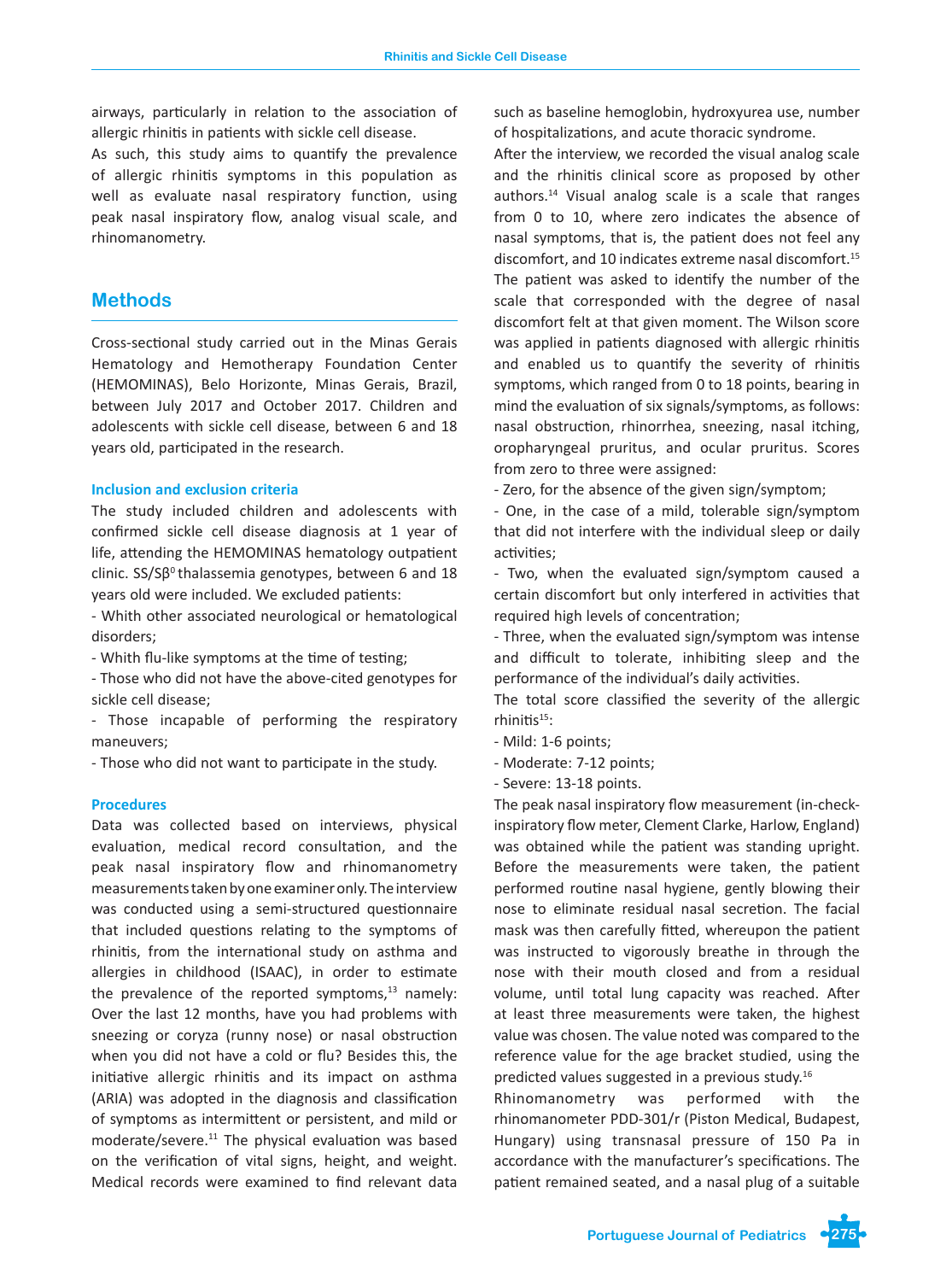airways, particularly in relation to the association of allergic rhinitis in patients with sickle cell disease.

As such, this study aims to quantify the prevalence of allergic rhinitis symptoms in this population as well as evaluate nasal respiratory function, using peak nasal inspiratory flow, analog visual scale, and rhinomanometry.

## Methods

Cross-sectional study carried out in the Minas Gerais Hematology and Hemotherapy Foundation Center (HEMOMINAS), Belo Horizonte, Minas Gerais, Brazil, between July 2017 and October 2017. Children and adolescents with sickle cell disease, between 6 and 18 years old, participated in the research.

### Inclusion and exclusion criteria

The study included children and adolescents with confirmed sickle cell disease diagnosis at 1 year of life, attending the HEMOMINAS hematology outpatient clinic. SS/S$\beta^0$ thalassemia genotypes, between 6 and 18 years old were included. We excluded patients:

- Whith other associated neurological or hematological disorders;
- Whith flu-like symptoms at the time of testing;
- Those who did not have the above-cited genotypes for sickle cell disease;
- Those incapable of performing the respiratory maneuvers;
- Those who did not want to participate in the study.

### Procedures

Data was collected based on interviews, physical evaluation, medical record consultation, and the peak nasal inspiratory flow and rhinomanometry measurements taken by one examiner only. The interview was conducted using a semi-structured questionnaire that included questions relating to the symptoms of rhinitis, from the international study on asthma and allergies in childhood (ISAAC), in order to estimate the prevalence of the reported symptoms,[13] namely: Over the last 12 months, have you had problems with sneezing or coryza (runny nose) or nasal obstruction when you did not have a cold or flu? Besides this, the initiative allergic rhinitis and its impact on asthma (ARIA) was adopted in the diagnosis and classification of symptoms as intermittent or persistent, and mild or moderate/severe.[11] The physical evaluation was based on the verification of vital signs, height, and weight. Medical records were examined to find relevant data such as baseline hemoglobin, hydroxyurea use, number of hospitalizations, and acute thoracic syndrome.

After the interview, we recorded the visual analog scale and the rhinitis clinical score as proposed by other authors.[14] Visual analog scale is a scale that ranges from 0 to 10, where zero indicates the absence of nasal symptoms, that is, the patient does not feel any discomfort, and 10 indicates extreme nasal discomfort.[15] The patient was asked to identify the number of the scale that corresponded with the degree of nasal discomfort felt at that given moment. The Wilson score was applied in patients diagnosed with allergic rhinitis and enabled us to quantify the severity of rhinitis symptoms, which ranged from 0 to 18 points, bearing in mind the evaluation of six signals/symptoms, as follows: nasal obstruction, rhinorrhea, sneezing, nasal itching, oropharyngeal pruritus, and ocular pruritus. Scores from zero to three were assigned:

- Zero, for the absence of the given sign/symptom;
- One, in the case of a mild, tolerable sign/symptom that did not interfere with the individual sleep or daily activities;
- Two, when the evaluated sign/symptom caused a certain discomfort but only interfered in activities that required high levels of concentration;
- Three, when the evaluated sign/symptom was intense and difficult to tolerate, inhibiting sleep and the performance of the individual's daily activities.

The total score classified the severity of the allergic rhinitis[15]:

- Mild: 1-6 points;
- Moderate: 7-12 points;
- Severe: 13-18 points.

The peak nasal inspiratory flow measurement (in-check-inspiratory flow meter, Clement Clarke, Harlow, England) was obtained while the patient was standing upright. Before the measurements were taken, the patient performed routine nasal hygiene, gently blowing their nose to eliminate residual nasal secretion. The facial mask was then carefully fitted, whereupon the patient was instructed to vigorously breathe in through the nose with their mouth closed and from a residual volume, until total lung capacity was reached. After at least three measurements were taken, the highest value was chosen. The value noted was compared to the reference value for the age bracket studied, using the predicted values suggested in a previous study.[16]

Rhinomanometry was performed with the rhinomanometer PDD-301/r (Piston Medical, Budapest, Hungary) using transnasal pressure of 150 Pa in accordance with the manufacturer's specifications. The patient remained seated, and a nasal plug of a suitable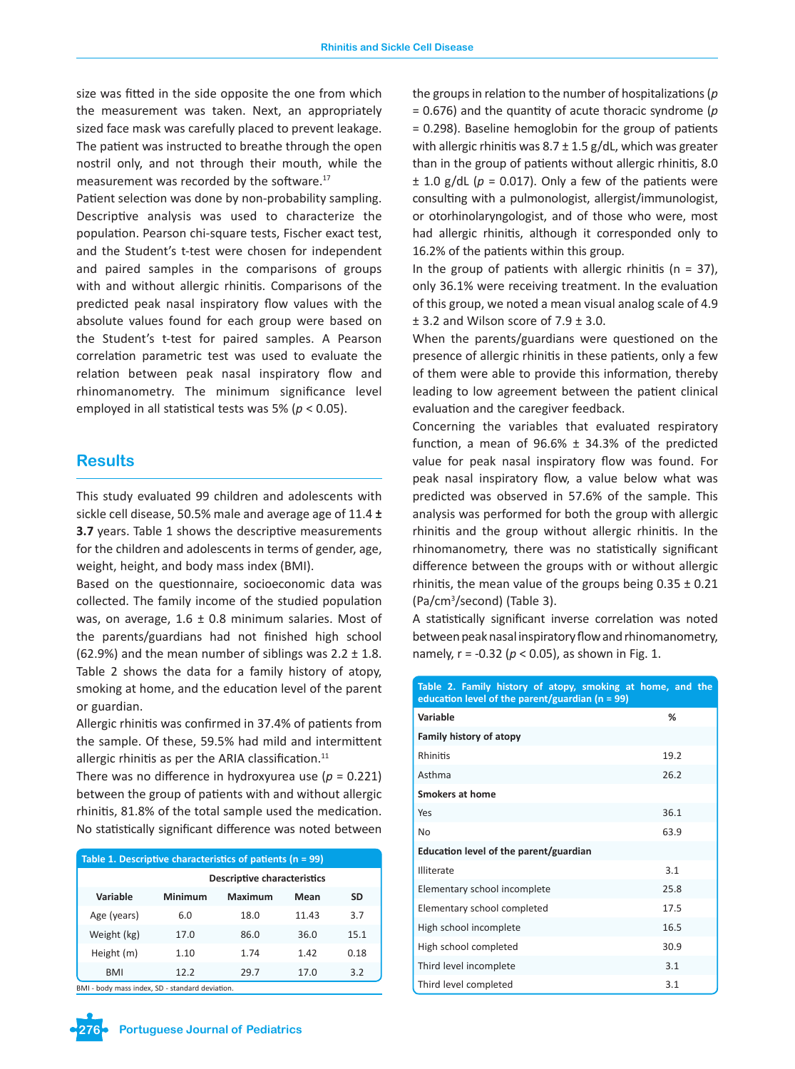size was fitted in the side opposite the one from which the measurement was taken. Next, an appropriately sized face mask was carefully placed to prevent leakage. The patient was instructed to breathe through the open nostril only, and not through their mouth, while the measurement was recorded by the software.[17]

Patient selection was done by non-probability sampling. Descriptive analysis was used to characterize the population. Pearson chi-square tests, Fischer exact test, and the Student's t-test were chosen for independent and paired samples in the comparisons of groups with and without allergic rhinitis. Comparisons of the predicted peak nasal inspiratory flow values with the absolute values found for each group were based on the Student's t-test for paired samples. A Pearson correlation parametric test was used to evaluate the relation between peak nasal inspiratory flow and rhinomanometry. The minimum significance level employed in all statistical tests was 5% ($p < 0.05$).

## Results

This study evaluated 99 children and adolescents with sickle cell disease, 50.5% male and average age of 11.4 **± 3.7** years. Table 1 shows the descriptive measurements for the children and adolescents in terms of gender, age, weight, height, and body mass index (BMI).

Based on the questionnaire, socioeconomic data was collected. The family income of the studied population was, on average, 1.6 ± 0.8 minimum salaries. Most of the parents/guardians had not finished high school (62.9%) and the mean number of siblings was 2.2 ± 1.8. Table 2 shows the data for a family history of atopy, smoking at home, and the education level of the parent or guardian.

Allergic rhinitis was confirmed in 37.4% of patients from the sample. Of these, 59.5% had mild and intermittent allergic rhinitis as per the ARIA classification.[11]

There was no difference in hydroxyurea use ($p = 0.221$) between the group of patients with and without allergic rhinitis, 81.8% of the total sample used the medication. No statistically significant difference was noted between the groups in relation to the number of hospitalizations ($p = 0.676$) and the quantity of acute thoracic syndrome ($p = 0.298$). Baseline hemoglobin for the group of patients with allergic rhinitis was 8.7 ± 1.5 g/dL, which was greater than in the group of patients without allergic rhinitis, 8.0 ± 1.0 g/dL ($p = 0.017$). Only a few of the patients were consulting with a pulmonologist, allergist/immunologist, or otorhinolaryngologist, and of those who were, most had allergic rhinitis, although it corresponded only to 16.2% of the patients within this group.

In the group of patients with allergic rhinitis (n = 37), only 36.1% were receiving treatment. In the evaluation of this group, we noted a mean visual analog scale of 4.9 ± 3.2 and Wilson score of 7.9 ± 3.0.

When the parents/guardians were questioned on the presence of allergic rhinitis in these patients, only a few of them were able to provide this information, thereby leading to low agreement between the patient clinical evaluation and the caregiver feedback.

Concerning the variables that evaluated respiratory function, a mean of 96.6% ± 34.3% of the predicted value for peak nasal inspiratory flow was found. For peak nasal inspiratory flow, a value below what was predicted was observed in 57.6% of the sample. This analysis was performed for both the group with allergic rhinitis and the group without allergic rhinitis. In the rhinomanometry, there was no statistically significant difference between the groups with or without allergic rhinitis, the mean value of the groups being 0.35 ± 0.21 (Pa/cm³/second) (Table 3).

A statistically significant inverse correlation was noted between peak nasal inspiratory flow and rhinomanometry, namely, $r = -0.32$ ($p < 0.05$), as shown in Fig. 1.

**Table 1. Descriptive characteristics of patients (n = 99)**

| | Descriptive characteristics | | | |
|---|---|---|---|---|
| Variable | Minimum | Maximum | Mean | SD |
| Age (years) | 6.0 | 18.0 | 11.43 | 3.7 |
| Weight (kg) | 17.0 | 86.0 | 36.0 | 15.1 |
| Height (m) | 1.10 | 1.74 | 1.42 | 0.18 |
| BMI | 12.2 | 29.7 | 17.0 | 3.2 |

BMI - body mass index, SD - standard deviation.

**Table 2. Family history of atopy, smoking at home, and the education level of the parent/guardian (n = 99)**

| Variable | % |
|---|---|
| **Family history of atopy** | |
| Rhinitis | 19.2 |
| Asthma | 26.2 |
| **Smokers at home** | |
| Yes | 36.1 |
| No | 63.9 |
| **Education level of the parent/guardian** | |
| Illiterate | 3.1 |
| Elementary school incomplete | 25.8 |
| Elementary school completed | 17.5 |
| High school incomplete | 16.5 |
| High school completed | 30.9 |
| Third level incomplete | 3.1 |
| Third level completed | 3.1 |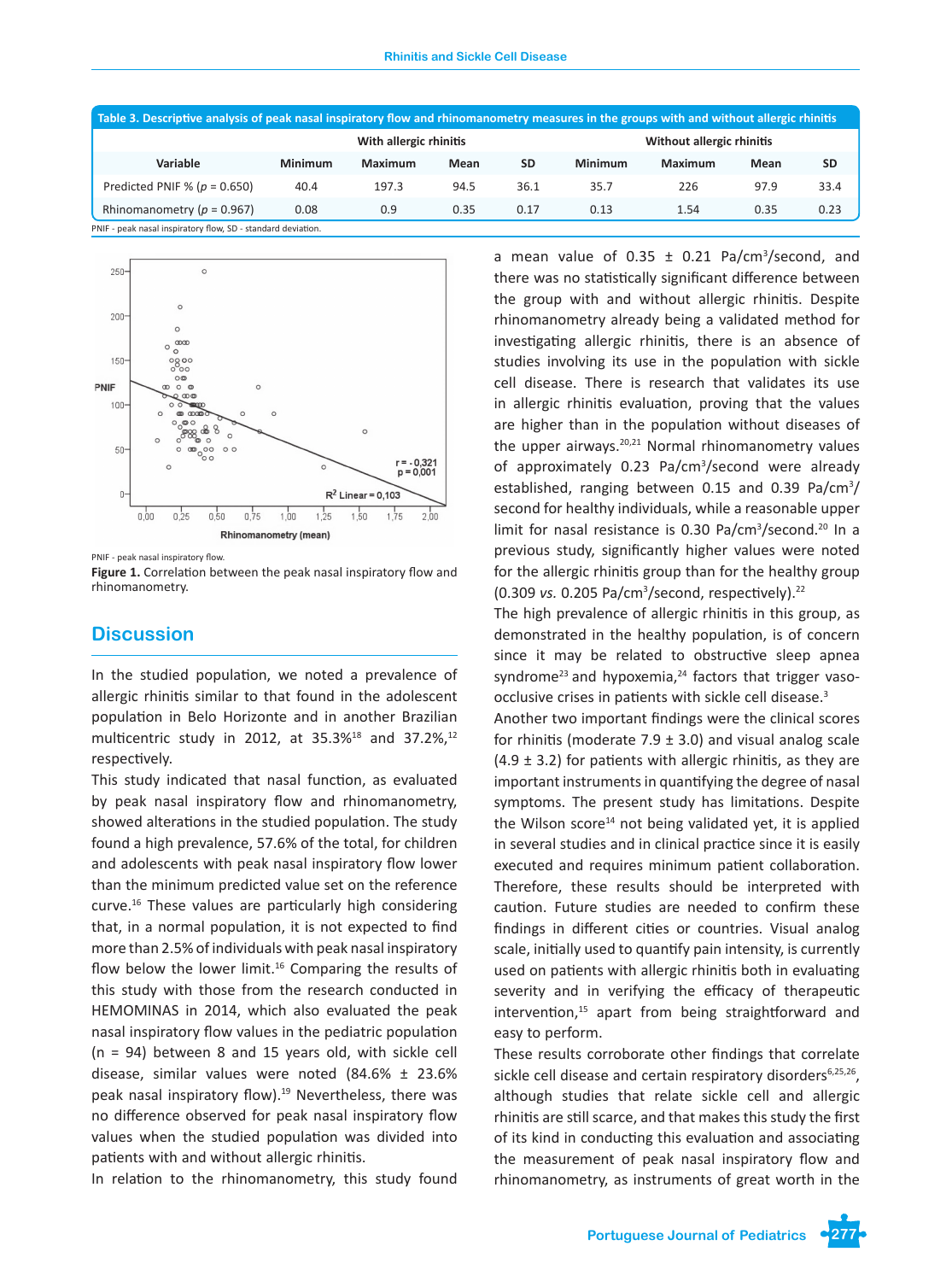**Table 3. Descriptive analysis of peak nasal inspiratory flow and rhinomanometry measures in the groups with and without allergic rhinitis**

| | With allergic rhinitis | | | | Without allergic rhinitis | | | |
|---|---|---|---|---|---|---|---|---|
| Variable | Minimum | Maximum | Mean | SD | Minimum | Maximum | Mean | SD |
| Predicted PNIF % (*p* = 0.650) | 40.4 | 197.3 | 94.5 | 36.1 | 35.7 | 226 | 97.9 | 33.4 |
| Rhinomanometry (*p* = 0.967) | 0.08 | 0.9 | 0.35 | 0.17 | 0.13 | 1.54 | 0.35 | 0.23 |

PNIF - peak nasal inspiratory flow, SD - standard deviation.

PNIF - peak nasal inspiratory flow.

**Figure 1.** Correlation between the peak nasal inspiratory flow and rhinomanometry.

## Discussion

In the studied population, we noted a prevalence of allergic rhinitis similar to that found in the adolescent population in Belo Horizonte and in another Brazilian multicentric study in 2012, at 35.3%[18] and 37.2%,[12] respectively.

This study indicated that nasal function, as evaluated by peak nasal inspiratory flow and rhinomanometry, showed alterations in the studied population. The study found a high prevalence, 57.6% of the total, for children and adolescents with peak nasal inspiratory flow lower than the minimum predicted value set on the reference curve.[16] These values are particularly high considering that, in a normal population, it is not expected to find more than 2.5% of individuals with peak nasal inspiratory flow below the lower limit.[16] Comparing the results of this study with those from the research conducted in HEMOMINAS in 2014, which also evaluated the peak nasal inspiratory flow values in the pediatric population (n = 94) between 8 and 15 years old, with sickle cell disease, similar values were noted (84.6% ± 23.6% peak nasal inspiratory flow).[19] Nevertheless, there was no difference observed for peak nasal inspiratory flow values when the studied population was divided into patients with and without allergic rhinitis.

In relation to the rhinomanometry, this study found a mean value of 0.35 ± 0.21 Pa/cm$^3$/second, and there was no statistically significant difference between the group with and without allergic rhinitis. Despite rhinomanometry already being a validated method for investigating allergic rhinitis, there is an absence of studies involving its use in the population with sickle cell disease. There is research that validates its use in allergic rhinitis evaluation, proving that the values are higher than in the population without diseases of the upper airways.[20,21] Normal rhinomanometry values of approximately 0.23 Pa/cm$^3$/second were already established, ranging between 0.15 and 0.39 Pa/cm$^3$/second for healthy individuals, while a reasonable upper limit for nasal resistance is 0.30 Pa/cm$^3$/second.[20] In a previous study, significantly higher values were noted for the allergic rhinitis group than for the healthy group (0.309 *vs.* 0.205 Pa/cm$^3$/second, respectively).[22]

The high prevalence of allergic rhinitis in this group, as demonstrated in the healthy population, is of concern since it may be related to obstructive sleep apnea syndrome[23] and hypoxemia,[24] factors that trigger vaso-occlusive crises in patients with sickle cell disease.[3]

Another two important findings were the clinical scores for rhinitis (moderate 7.9 ± 3.0) and visual analog scale (4.9 ± 3.2) for patients with allergic rhinitis, as they are important instruments in quantifying the degree of nasal symptoms. The present study has limitations. Despite the Wilson score[14] not being validated yet, it is applied in several studies and in clinical practice since it is easily executed and requires minimum patient collaboration. Therefore, these results should be interpreted with caution. Future studies are needed to confirm these findings in different cities or countries. Visual analog scale, initially used to quantify pain intensity, is currently used on patients with allergic rhinitis both in evaluating severity and in verifying the efficacy of therapeutic intervention,[15] apart from being straightforward and easy to perform.

These results corroborate other findings that correlate sickle cell disease and certain respiratory disorders[6,25,26], although studies that relate sickle cell and allergic rhinitis are still scarce, and that makes this study the first of its kind in conducting this evaluation and associating the measurement of peak nasal inspiratory flow and rhinomanometry, as instruments of great worth in the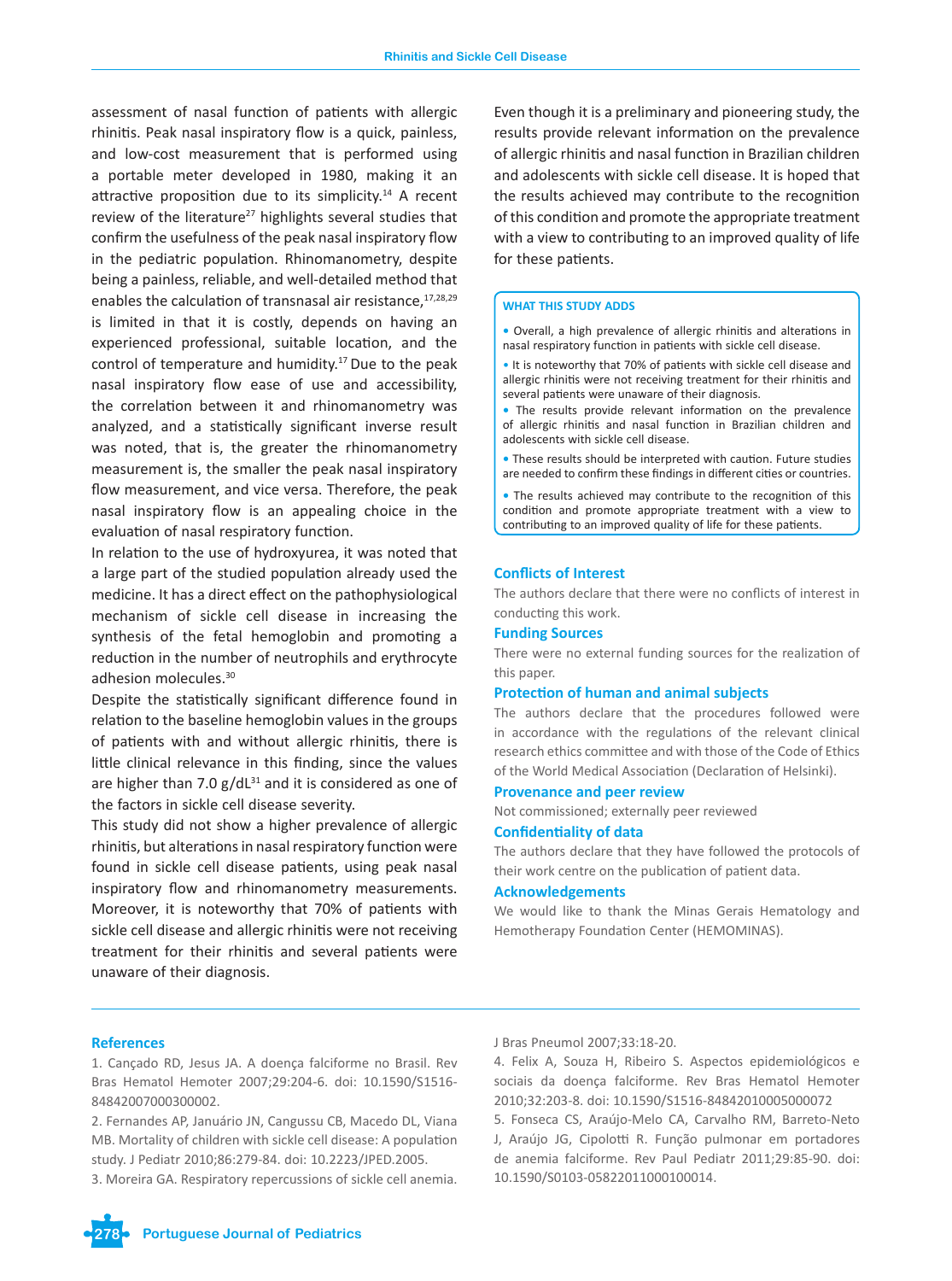assessment of nasal function of patients with allergic rhinitis. Peak nasal inspiratory flow is a quick, painless, and low-cost measurement that is performed using a portable meter developed in 1980, making it an attractive proposition due to its simplicity.[14] A recent review of the literature[27] highlights several studies that confirm the usefulness of the peak nasal inspiratory flow in the pediatric population. Rhinomanometry, despite being a painless, reliable, and well-detailed method that enables the calculation of transnasal air resistance,[17,28,29] is limited in that it is costly, depends on having an experienced professional, suitable location, and the control of temperature and humidity.[17] Due to the peak nasal inspiratory flow ease of use and accessibility, the correlation between it and rhinomanometry was analyzed, and a statistically significant inverse result was noted, that is, the greater the rhinomanometry measurement is, the smaller the peak nasal inspiratory flow measurement, and vice versa. Therefore, the peak nasal inspiratory flow is an appealing choice in the evaluation of nasal respiratory function.

In relation to the use of hydroxyurea, it was noted that a large part of the studied population already used the medicine. It has a direct effect on the pathophysiological mechanism of sickle cell disease in increasing the synthesis of the fetal hemoglobin and promoting a reduction in the number of neutrophils and erythrocyte adhesion molecules.[30]

Despite the statistically significant difference found in relation to the baseline hemoglobin values in the groups of patients with and without allergic rhinitis, there is little clinical relevance in this finding, since the values are higher than 7.0 g/dL[31] and it is considered as one of the factors in sickle cell disease severity.

This study did not show a higher prevalence of allergic rhinitis, but alterations in nasal respiratory function were found in sickle cell disease patients, using peak nasal inspiratory flow and rhinomanometry measurements. Moreover, it is noteworthy that 70% of patients with sickle cell disease and allergic rhinitis were not receiving treatment for their rhinitis and several patients were unaware of their diagnosis.

Even though it is a preliminary and pioneering study, the results provide relevant information on the prevalence of allergic rhinitis and nasal function in Brazilian children and adolescents with sickle cell disease. It is hoped that the results achieved may contribute to the recognition of this condition and promote the appropriate treatment with a view to contributing to an improved quality of life for these patients.

**WHAT THIS STUDY ADDS**

- Overall, a high prevalence of allergic rhinitis and alterations in nasal respiratory function in patients with sickle cell disease.
- It is noteworthy that 70% of patients with sickle cell disease and allergic rhinitis were not receiving treatment for their rhinitis and several patients were unaware of their diagnosis.
- The results provide relevant information on the prevalence of allergic rhinitis and nasal function in Brazilian children and adolescents with sickle cell disease.
- These results should be interpreted with caution. Future studies are needed to confirm these findings in different cities or countries.
- The results achieved may contribute to the recognition of this condition and promote appropriate treatment with a view to contributing to an improved quality of life for these patients.

## Conflicts of Interest

The authors declare that there were no conflicts of interest in conducting this work.

## Funding Sources

There were no external funding sources for the realization of this paper.

## Protection of human and animal subjects

The authors declare that the procedures followed were in accordance with the regulations of the relevant clinical research ethics committee and with those of the Code of Ethics of the World Medical Association (Declaration of Helsinki).

## Provenance and peer review

Not commissioned; externally peer reviewed

## Confidentiality of data

The authors declare that they have followed the protocols of their work centre on the publication of patient data.

## Acknowledgements

We would like to thank the Minas Gerais Hematology and Hemotherapy Foundation Center (HEMOMINAS).

## References

1. Cançado RD, Jesus JA. A doença falciforme no Brasil. Rev Bras Hematol Hemoter 2007;29:204-6. doi: 10.1590/S1516-84842007000300002.
2. Fernandes AP, Januário JN, Cangussu CB, Macedo DL, Viana MB. Mortality of children with sickle cell disease: A population study. J Pediatr 2010;86:279-84. doi: 10.2223/JPED.2005.
3. Moreira GA. Respiratory repercussions of sickle cell anemia. J Bras Pneumol 2007;33:18-20.
4. Felix A, Souza H, Ribeiro S. Aspectos epidemiológicos e sociais da doença falciforme. Rev Bras Hematol Hemoter 2010;32:203-8. doi: 10.1590/S1516-84842010005000072
5. Fonseca CS, Araújo-Melo CA, Carvalho RM, Barreto-Neto J, Araújo JG, Cipolotti R. Função pulmonar em portadores de anemia falciforme. Rev Paul Pediatr 2011;29:85-90. doi: 10.1590/S0103-05822011000100014.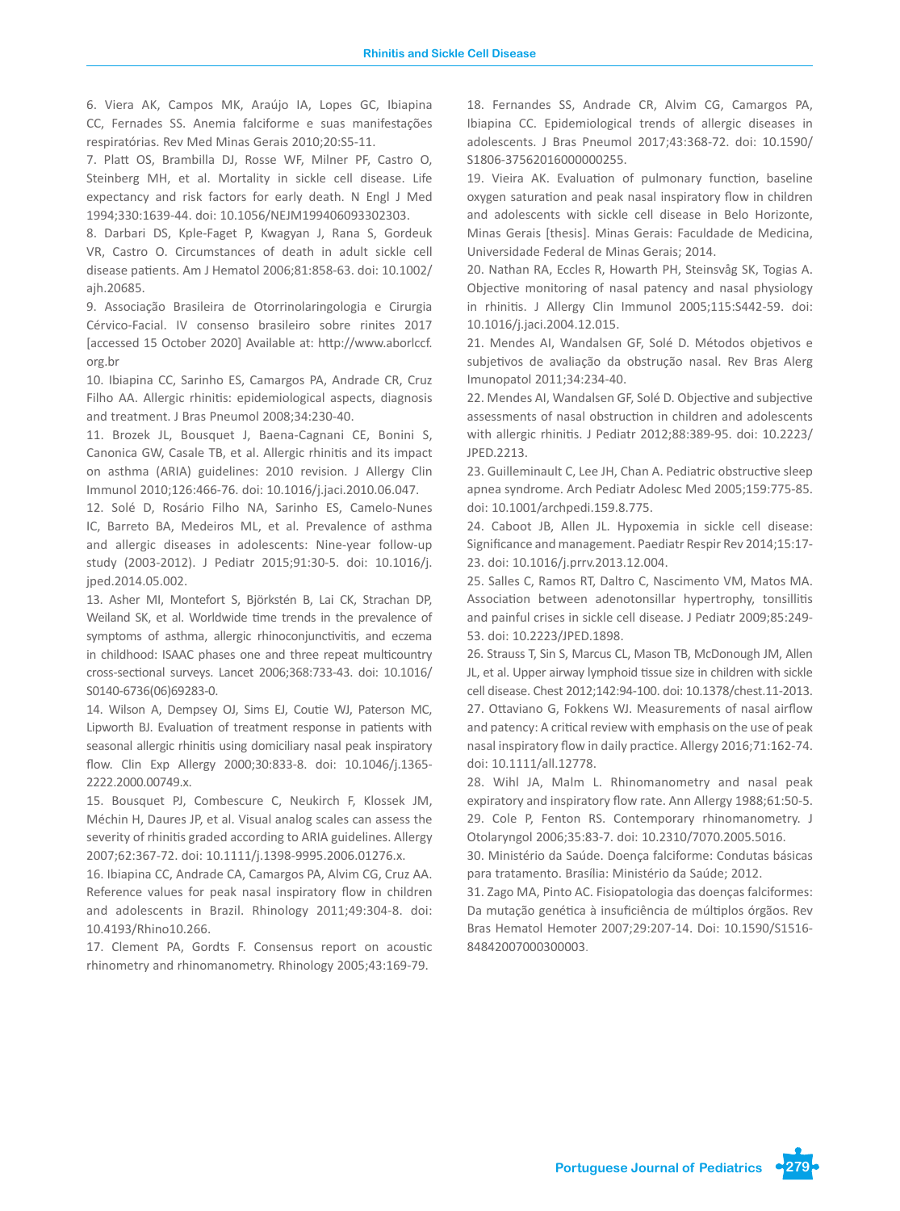6. Viera AK, Campos MK, Araújo IA, Lopes GC, Ibiapina CC, Fernades SS. Anemia falciforme e suas manifestações respiratórias. Rev Med Minas Gerais 2010;20:S5-11.

7. Platt OS, Brambilla DJ, Rosse WF, Milner PF, Castro O, Steinberg MH, et al. Mortality in sickle cell disease. Life expectancy and risk factors for early death. N Engl J Med 1994;330:1639-44. doi: 10.1056/NEJM199406093302303.

8. Darbari DS, Kple-Faget P, Kwagyan J, Rana S, Gordeuk VR, Castro O. Circumstances of death in adult sickle cell disease patients. Am J Hematol 2006;81:858-63. doi: 10.1002/ajh.20685.

9. Associação Brasileira de Otorrinolaringologia e Cirurgia Cérvico-Facial. IV consenso brasileiro sobre rinites 2017 [accessed 15 October 2020] Available at: http://www.aborlccf.org.br

10. Ibiapina CC, Sarinho ES, Camargos PA, Andrade CR, Cruz Filho AA. Allergic rhinitis: epidemiological aspects, diagnosis and treatment. J Bras Pneumol 2008;34:230-40.

11. Brozek JL, Bousquet J, Baena-Cagnani CE, Bonini S, Canonica GW, Casale TB, et al. Allergic rhinitis and its impact on asthma (ARIA) guidelines: 2010 revision. J Allergy Clin Immunol 2010;126:466-76. doi: 10.1016/j.jaci.2010.06.047.

12. Solé D, Rosário Filho NA, Sarinho ES, Camelo-Nunes IC, Barreto BA, Medeiros ML, et al. Prevalence of asthma and allergic diseases in adolescents: Nine-year follow-up study (2003-2012). J Pediatr 2015;91:30-5. doi: 10.1016/j.jped.2014.05.002.

13. Asher MI, Montefort S, Björkstén B, Lai CK, Strachan DP, Weiland SK, et al. Worldwide time trends in the prevalence of symptoms of asthma, allergic rhinoconjunctivitis, and eczema in childhood: ISAAC phases one and three repeat multicountry cross-sectional surveys. Lancet 2006;368:733-43. doi: 10.1016/S0140-6736(06)69283-0.

14. Wilson A, Dempsey OJ, Sims EJ, Coutie WJ, Paterson MC, Lipworth BJ. Evaluation of treatment response in patients with seasonal allergic rhinitis using domiciliary nasal peak inspiratory flow. Clin Exp Allergy 2000;30:833-8. doi: 10.1046/j.1365-2222.2000.00749.x.

15. Bousquet PJ, Combescure C, Neukirch F, Klossek JM, Méchin H, Daures JP, et al. Visual analog scales can assess the severity of rhinitis graded according to ARIA guidelines. Allergy 2007;62:367-72. doi: 10.1111/j.1398-9995.2006.01276.x.

16. Ibiapina CC, Andrade CA, Camargos PA, Alvim CG, Cruz AA. Reference values for peak nasal inspiratory flow in children and adolescents in Brazil. Rhinology 2011;49:304-8. doi: 10.4193/Rhino10.266.

17. Clement PA, Gordts F. Consensus report on acoustic rhinometry and rhinomanometry. Rhinology 2005;43:169-79.

18. Fernandes SS, Andrade CR, Alvim CG, Camargos PA, Ibiapina CC. Epidemiological trends of allergic diseases in adolescents. J Bras Pneumol 2017;43:368-72. doi: 10.1590/S1806-37562016000000255.

19. Vieira AK. Evaluation of pulmonary function, baseline oxygen saturation and peak nasal inspiratory flow in children and adolescents with sickle cell disease in Belo Horizonte, Minas Gerais [thesis]. Minas Gerais: Faculdade de Medicina, Universidade Federal de Minas Gerais; 2014.

20. Nathan RA, Eccles R, Howarth PH, Steinsvåg SK, Togias A. Objective monitoring of nasal patency and nasal physiology in rhinitis. J Allergy Clin Immunol 2005;115:S442-59. doi: 10.1016/j.jaci.2004.12.015.

21. Mendes AI, Wandalsen GF, Solé D. Métodos objetivos e subjetivos de avaliação da obstrução nasal. Rev Bras Alerg Imunopatol 2011;34:234-40.

22. Mendes AI, Wandalsen GF, Solé D. Objective and subjective assessments of nasal obstruction in children and adolescents with allergic rhinitis. J Pediatr 2012;88:389-95. doi: 10.2223/JPED.2213.

23. Guilleminault C, Lee JH, Chan A. Pediatric obstructive sleep apnea syndrome. Arch Pediatr Adolesc Med 2005;159:775-85. doi: 10.1001/archpedi.159.8.775.

24. Caboot JB, Allen JL. Hypoxemia in sickle cell disease: Significance and management. Paediatr Respir Rev 2014;15:17-23. doi: 10.1016/j.prrv.2013.12.004.

25. Salles C, Ramos RT, Daltro C, Nascimento VM, Matos MA. Association between adenotonsillar hypertrophy, tonsillitis and painful crises in sickle cell disease. J Pediatr 2009;85:249-53. doi: 10.2223/JPED.1898.

26. Strauss T, Sin S, Marcus CL, Mason TB, McDonough JM, Allen JL, et al. Upper airway lymphoid tissue size in children with sickle cell disease. Chest 2012;142:94-100. doi: 10.1378/chest.11-2013.

27. Ottaviano G, Fokkens WJ. Measurements of nasal airflow and patency: A critical review with emphasis on the use of peak nasal inspiratory flow in daily practice. Allergy 2016;71:162-74. doi: 10.1111/all.12778.

28. Wihl JA, Malm L. Rhinomanometry and nasal peak expiratory and inspiratory flow rate. Ann Allergy 1988;61:50-5.

29. Cole P, Fenton RS. Contemporary rhinomanometry. J Otolaryngol 2006;35:83-7. doi: 10.2310/7070.2005.5016.

30. Ministério da Saúde. Doença falciforme: Condutas básicas para tratamento. Brasília: Ministério da Saúde; 2012.

31. Zago MA, Pinto AC. Fisiopatologia das doenças falciformes: Da mutação genética à insuficiência de múltiplos órgãos. Rev Bras Hematol Hemoter 2007;29:207-14. Doi: 10.1590/S1516-84842007000300003.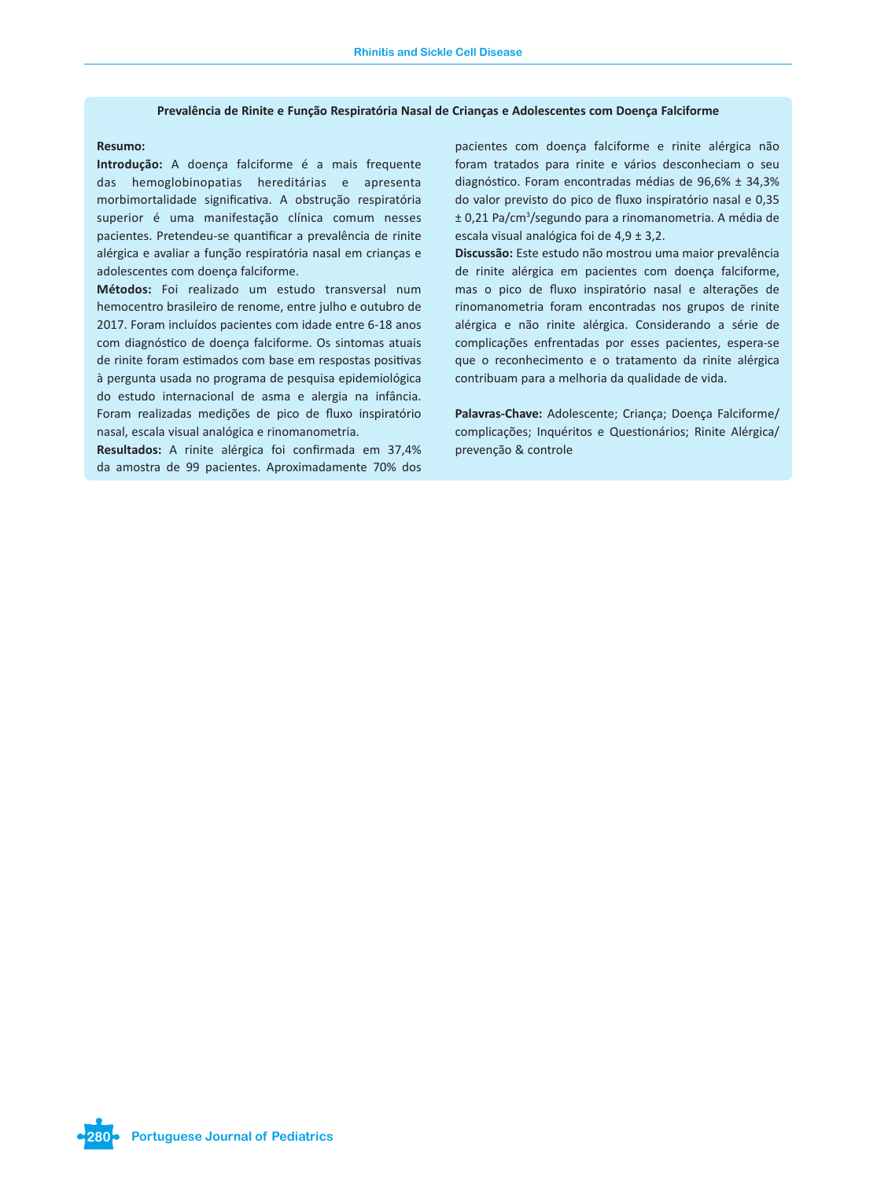**Prevalência de Rinite e Função Respiratória Nasal de Crianças e Adolescentes com Doença Falciforme**

**Resumo:**

**Introdução:** A doença falciforme é a mais frequente das hemoglobinopatias hereditárias e apresenta morbimortalidade significativa. A obstrução respiratória superior é uma manifestação clínica comum nesses pacientes. Pretendeu-se quantificar a prevalência de rinite alérgica e avaliar a função respiratória nasal em crianças e adolescentes com doença falciforme.

**Métodos:** Foi realizado um estudo transversal num hemocentro brasileiro de renome, entre julho e outubro de 2017. Foram incluídos pacientes com idade entre 6-18 anos com diagnóstico de doença falciforme. Os sintomas atuais de rinite foram estimados com base em respostas positivas à pergunta usada no programa de pesquisa epidemiológica do estudo internacional de asma e alergia na infância. Foram realizadas medições de pico de fluxo inspiratório nasal, escala visual analógica e rinomanometria.

**Resultados:** A rinite alérgica foi confirmada em 37,4% da amostra de 99 pacientes. Aproximadamente 70% dos pacientes com doença falciforme e rinite alérgica não foram tratados para rinite e vários desconheciam o seu diagnóstico. Foram encontradas médias de 96,6% ± 34,3% do valor previsto do pico de fluxo inspiratório nasal e 0,35 ± 0,21 Pa/cm$^3$/segundo para a rinomanometria. A média de escala visual analógica foi de 4,9 ± 3,2.

**Discussão:** Este estudo não mostrou uma maior prevalência de rinite alérgica em pacientes com doença falciforme, mas o pico de fluxo inspiratório nasal e alterações de rinomanometria foram encontradas nos grupos de rinite alérgica e não rinite alérgica. Considerando a série de complicações enfrentadas por esses pacientes, espera-se que o reconhecimento e o tratamento da rinite alérgica contribuam para a melhoria da qualidade de vida.

**Palavras-Chave:** Adolescente; Criança; Doença Falciforme/complicações; Inquéritos e Questionários; Rinite Alérgica/prevenção & controle